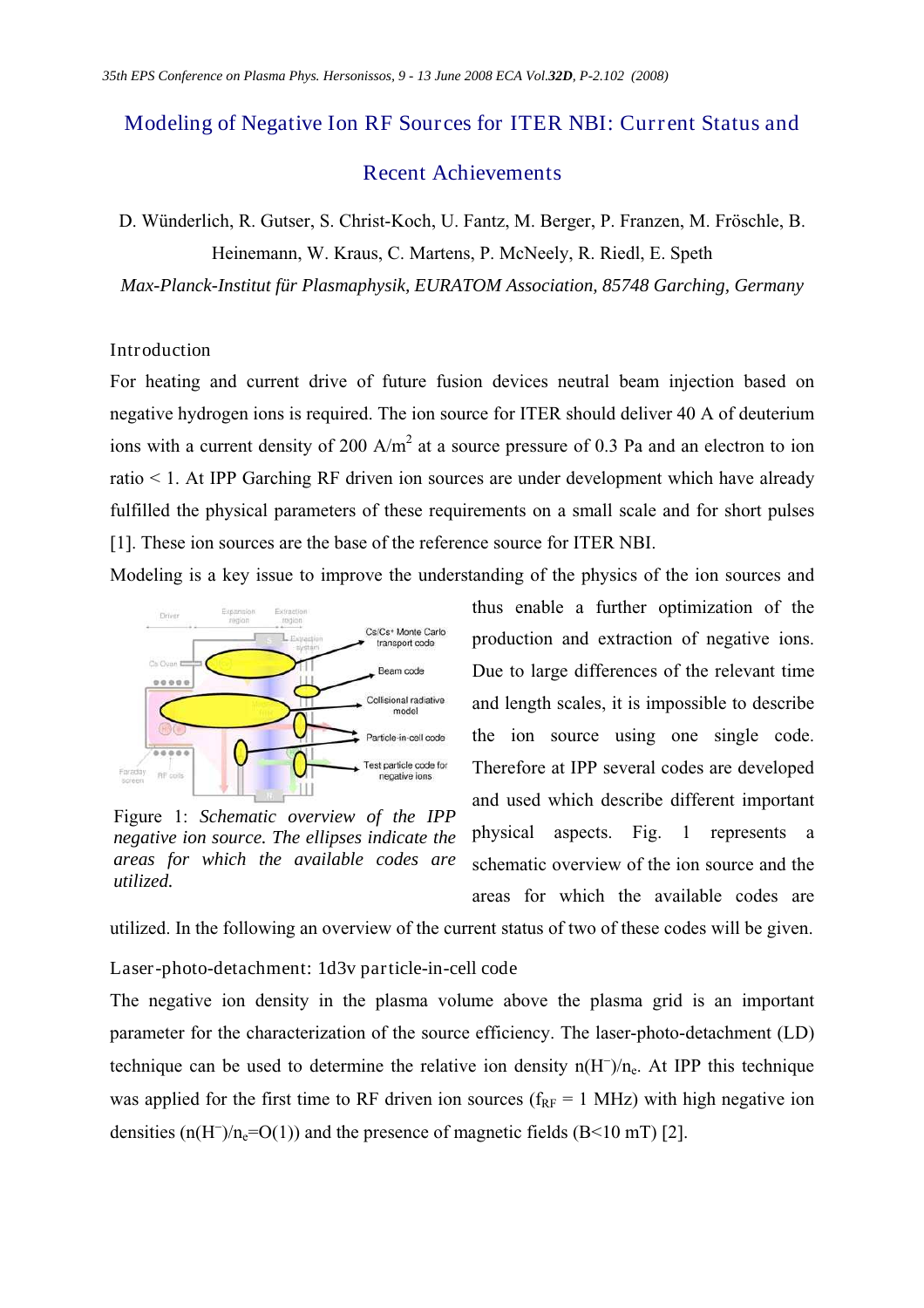# Modeling of Negative Ion RF Sources for ITER NBI: Current Status and Recent Achievements

D. Wünderlich, R. Gutser, S. Christ-Koch, U. Fantz, M. Berger, P. Franzen, M. Fröschle, B. Heinemann, W. Kraus, C. Martens, P. McNeely, R. Riedl, E. Speth

*Max-Planck-Institut für Plasmaphysik, EURATOM Association, 85748 Garching, Germany*

## Introduction

For heating and current drive of future fusion devices neutral beam injection based on negative hydrogen ions is required. The ion source for ITER should deliver 40 A of deuterium ions with a current density of 200 A/m$^2$ at a source pressure of 0.3 Pa and an electron to ion ratio < 1. At IPP Garching RF driven ion sources are under development which have already fulfilled the physical parameters of these requirements on a small scale and for short pulses [1]. These ion sources are the base of the reference source for ITER NBI.

Modeling is a key issue to improve the understanding of the physics of the ion sources and thus enable a further optimization of the production and extraction of negative ions. Due to large differences of the relevant time and length scales, it is impossible to describe the ion source using one single code. Therefore at IPP several codes are developed and used which describe different important physical aspects. Fig. 1 represents a schematic overview of the ion source and the areas for which the available codes are utilized. In the following an overview of the current status of two of these codes will be given.

Driver
Expansion region
Extraction region
Cs Oven
Extraction system
Faraday screen
RF coils
Cs/Cs+ Monte Carlo transport code
Beam code
Collisional radiative model
Particle-in-cell code
Test particle code for negative ions

Figure 1: *Schematic overview of the IPP negative ion source. The ellipses indicate the areas for which the available codes are utilized.*

## Laser-photo-detachment: 1d3v particle-in-cell code

The negative ion density in the plasma volume above the plasma grid is an important parameter for the characterization of the source efficiency. The laser-photo-detachment (LD) technique can be used to determine the relative ion density $n(H^-)/n_e$. At IPP this technique was applied for the first time to RF driven ion sources ($f_{RF}$ = 1 MHz) with high negative ion densities ($n(H^-)/n_e$=O(1)) and the presence of magnetic fields (B<10 mT) [2].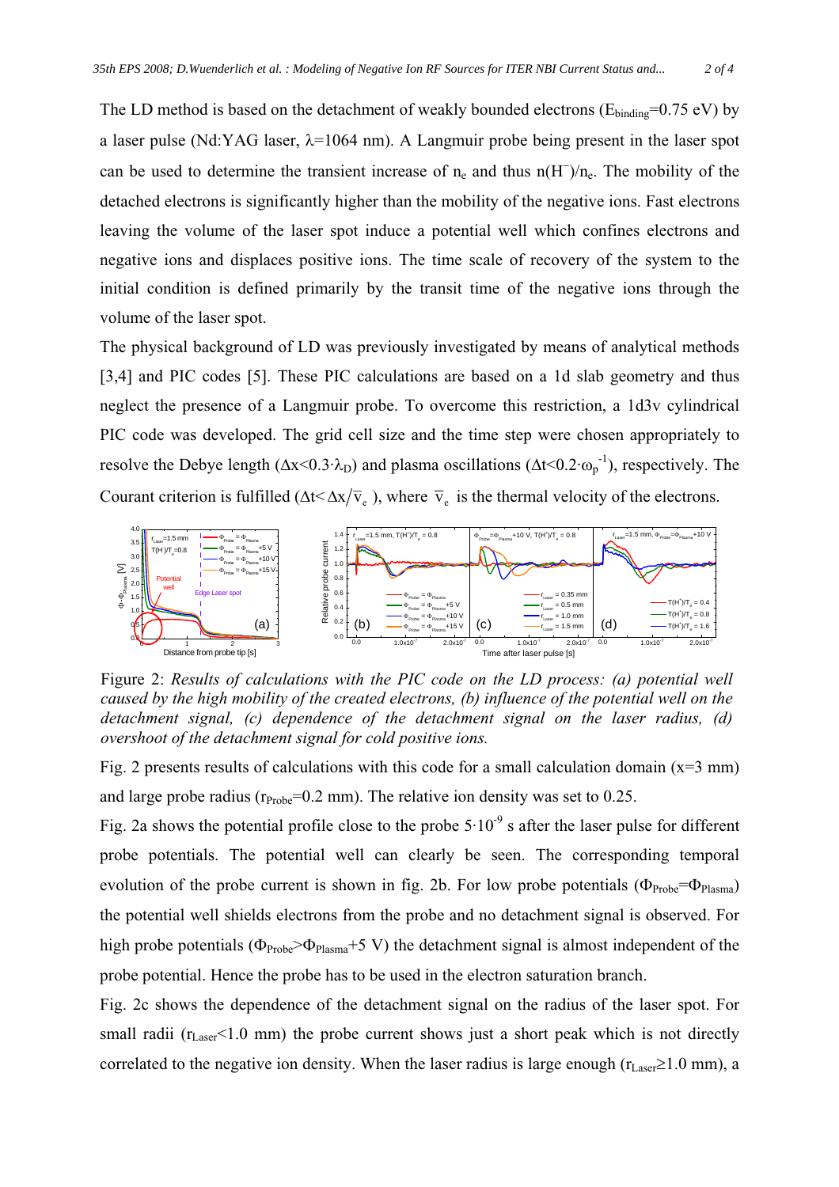The LD method is based on the detachment of weakly bounded electrons ($E_{binding}$=0.75 eV) by a laser pulse (Nd:YAG laser, $\lambda$=1064 nm). A Langmuir probe being present in the laser spot can be used to determine the transient increase of $n_e$ and thus $n(H^-)/n_e$. The mobility of the detached electrons is significantly higher than the mobility of the negative ions. Fast electrons leaving the volume of the laser spot induce a potential well which confines electrons and negative ions and displaces positive ions. The time scale of recovery of the system to the initial condition is defined primarily by the transit time of the negative ions through the volume of the laser spot.

The physical background of LD was previously investigated by means of analytical methods [3,4] and PIC codes [5]. These PIC calculations are based on a 1d slab geometry and thus neglect the presence of a Langmuir probe. To overcome this restriction, a 1d3v cylindrical PIC code was developed. The grid cell size and the time step were chosen appropriately to resolve the Debye length ($\Delta x<0.3\cdot\lambda_D$) and plasma oscillations ($\Delta t<0.2\cdot\omega_p^{-1}$), respectively. The Courant criterion is fulfilled ($\Delta t<\Delta x/\bar{v}_e$), where $\bar{v}_e$ is the thermal velocity of the electrons.

(a)
$r_{Laser}$=1.5 mm
$T(H^-)/T_e$=0.8
$\Phi_{Probe} = \Phi_{Plasma}$
$\Phi_{Probe} = \Phi_{Plasma}$+5 V
$\Phi_{Probe} = \Phi_{Plasma}$+10 V
$\Phi_{Probe} = \Phi_{Plasma}$+15 V
Potential well
Edge Laser spot
$\Phi-\Phi_{Plasma}$ [V]
Distance from probe tip [s]

(b)
$r_{Laser}$=1.5 mm, $T(H^-)/T_e$ = 0.8
$\Phi_{Probe} = \Phi_{Plasma}$
$\Phi_{Probe} = \Phi_{Plasma}$+5 V
$\Phi_{Probe} = \Phi_{Plasma}$+10 V
$\Phi_{Probe} = \Phi_{Plasma}$+15 V
Relative probe current

(c)
$\Phi_{Probe}=\Phi_{Plasma}$+10 V, $T(H^-)/T_e$ = 0.8
$r_{Laser}$ = 0.35 mm
$r_{Laser}$ = 0.5 mm
$r_{Laser}$ = 1.0 mm
$r_{Laser}$ = 1.5 mm

(d)
$r_{Laser}$=1.5 mm, $\Phi_{Probe}=\Phi_{Plasma}$+10 V
$T(H^-)/T_e$ = 0.4
$T(H^-)/T_e$ = 0.8
$T(H^-)/T_e$ = 1.6

Time after laser pulse [s]

Figure 2: *Results of calculations with the PIC code on the LD process: (a) potential well caused by the high mobility of the created electrons, (b) influence of the potential well on the detachment signal, (c) dependence of the detachment signal on the laser radius, (d) overshoot of the detachment signal for cold positive ions.*

Fig. 2 presents results of calculations with this code for a small calculation domain (x=3 mm) and large probe radius ($r_{Probe}$=0.2 mm). The relative ion density was set to 0.25.

Fig. 2a shows the potential profile close to the probe $5\cdot10^{-9}$ s after the laser pulse for different probe potentials. The potential well can clearly be seen. The corresponding temporal evolution of the probe current is shown in fig. 2b. For low probe potentials ($\Phi_{Probe}=\Phi_{Plasma}$) the potential well shields electrons from the probe and no detachment signal is observed. For high probe potentials ($\Phi_{Probe}>\Phi_{Plasma}$+5 V) the detachment signal is almost independent of the probe potential. Hence the probe has to be used in the electron saturation branch.

Fig. 2c shows the dependence of the detachment signal on the radius of the laser spot. For small radii ($r_{Laser}$<1.0 mm) the probe current shows just a short peak which is not directly correlated to the negative ion density. When the laser radius is large enough ($r_{Laser}\geq$1.0 mm), a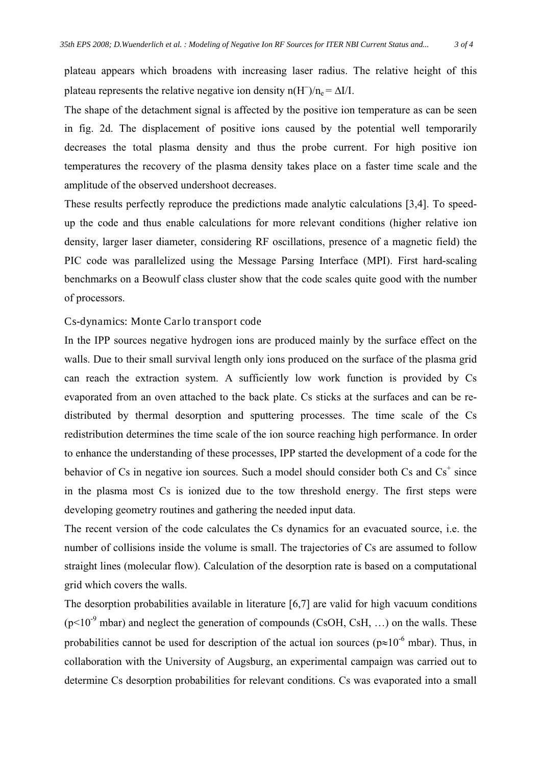plateau appears which broadens with increasing laser radius. The relative height of this plateau represents the relative negative ion density $n(H^-)/n_e = \Delta I/I$.

The shape of the detachment signal is affected by the positive ion temperature as can be seen in fig. 2d. The displacement of positive ions caused by the potential well temporarily decreases the total plasma density and thus the probe current. For high positive ion temperatures the recovery of the plasma density takes place on a faster time scale and the amplitude of the observed undershoot decreases.

These results perfectly reproduce the predictions made analytic calculations [3,4]. To speed-up the code and thus enable calculations for more relevant conditions (higher relative ion density, larger laser diameter, considering RF oscillations, presence of a magnetic field) the PIC code was parallelized using the Message Parsing Interface (MPI). First hard-scaling benchmarks on a Beowulf class cluster show that the code scales quite good with the number of processors.

## Cs-dynamics: Monte Carlo transport code

In the IPP sources negative hydrogen ions are produced mainly by the surface effect on the walls. Due to their small survival length only ions produced on the surface of the plasma grid can reach the extraction system. A sufficiently low work function is provided by Cs evaporated from an oven attached to the back plate. Cs sticks at the surfaces and can be re-distributed by thermal desorption and sputtering processes. The time scale of the Cs redistribution determines the time scale of the ion source reaching high performance. In order to enhance the understanding of these processes, IPP started the development of a code for the behavior of Cs in negative ion sources. Such a model should consider both Cs and $Cs^+$ since in the plasma most Cs is ionized due to the tow threshold energy. The first steps were developing geometry routines and gathering the needed input data.

The recent version of the code calculates the Cs dynamics for an evacuated source, i.e. the number of collisions inside the volume is small. The trajectories of Cs are assumed to follow straight lines (molecular flow). Calculation of the desorption rate is based on a computational grid which covers the walls.

The desorption probabilities available in literature [6,7] are valid for high vacuum conditions ($p<10^{-9}$ mbar) and neglect the generation of compounds (CsOH, CsH, …) on the walls. These probabilities cannot be used for description of the actual ion sources ($p\approx10^{-6}$ mbar). Thus, in collaboration with the University of Augsburg, an experimental campaign was carried out to determine Cs desorption probabilities for relevant conditions. Cs was evaporated into a small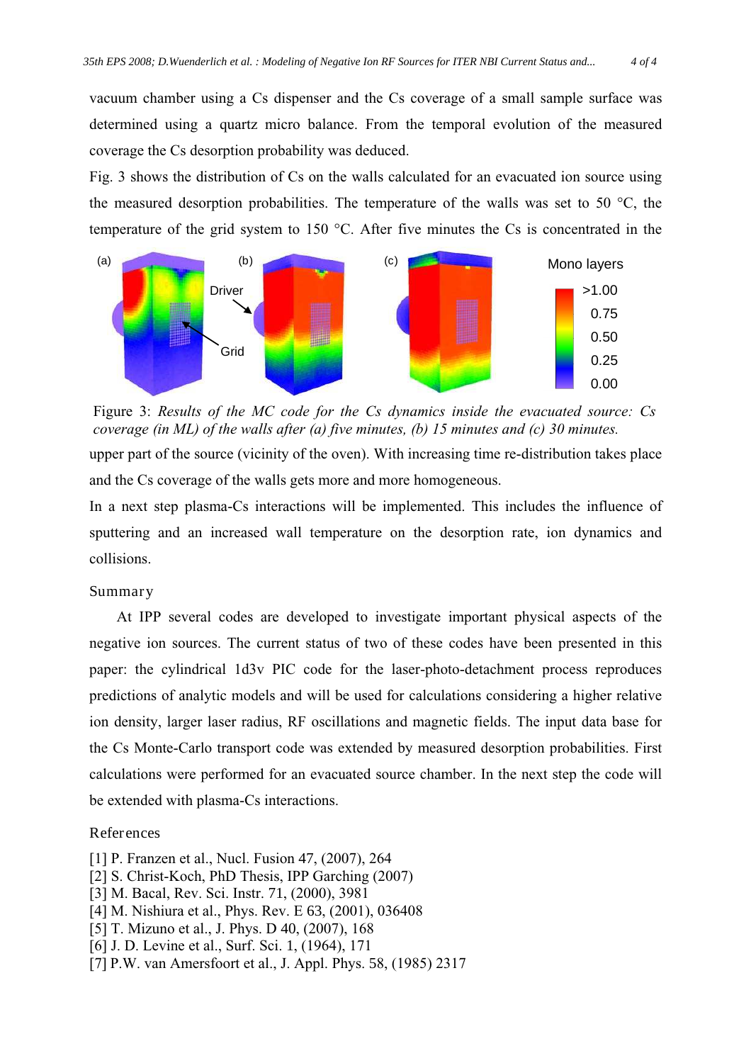vacuum chamber using a Cs dispenser and the Cs coverage of a small sample surface was determined using a quartz micro balance. From the temporal evolution of the measured coverage the Cs desorption probability was deduced.

Fig. 3 shows the distribution of Cs on the walls calculated for an evacuated ion source using the measured desorption probabilities. The temperature of the walls was set to 50 °C, the temperature of the grid system to 150 °C. After five minutes the Cs is concentrated in the

(a)
Driver
Grid
(b)
(c)
Mono layers
>1.00
0.75
0.50
0.25
0.00

Figure 3: *Results of the MC code for the Cs dynamics inside the evacuated source: Cs coverage (in ML) of the walls after (a) five minutes, (b) 15 minutes and (c) 30 minutes.*

upper part of the source (vicinity of the oven). With increasing time re-distribution takes place and the Cs coverage of the walls gets more and more homogeneous.

In a next step plasma-Cs interactions will be implemented. This includes the influence of sputtering and an increased wall temperature on the desorption rate, ion dynamics and collisions.

## Summary

At IPP several codes are developed to investigate important physical aspects of the negative ion sources. The current status of two of these codes have been presented in this paper: the cylindrical 1d3v PIC code for the laser-photo-detachment process reproduces predictions of analytic models and will be used for calculations considering a higher relative ion density, larger laser radius, RF oscillations and magnetic fields. The input data base for the Cs Monte-Carlo transport code was extended by measured desorption probabilities. First calculations were performed for an evacuated source chamber. In the next step the code will be extended with plasma-Cs interactions.

## References

[1] P. Franzen et al., Nucl. Fusion 47, (2007), 264
[2] S. Christ-Koch, PhD Thesis, IPP Garching (2007)
[3] M. Bacal, Rev. Sci. Instr. 71, (2000), 3981
[4] M. Nishiura et al., Phys. Rev. E 63, (2001), 036408
[5] T. Mizuno et al., J. Phys. D 40, (2007), 168
[6] J. D. Levine et al., Surf. Sci. 1, (1964), 171
[7] P.W. van Amersfoort et al., J. Appl. Phys. 58, (1985) 2317